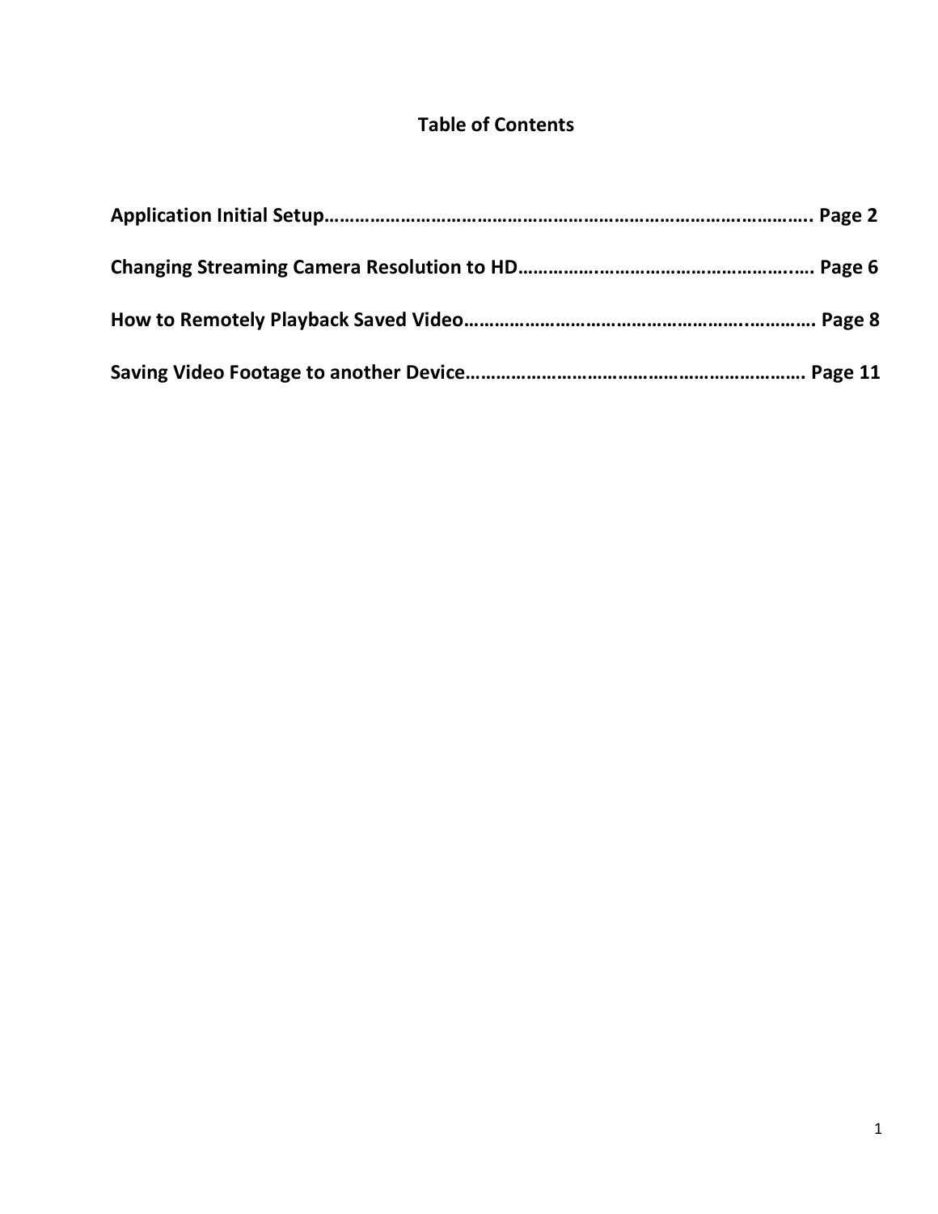# Table of Contents

**Application Initial Setup……………………………………………………………………………………. Page 2**

**Changing Streaming Camera Resolution to HD……………..……………………………………..…. Page 6**

**How to Remotely Playback Saved Video…………………………………………………….………… Page 8**

**Saving Video Footage to another Device………………………………………………………….. Page 11**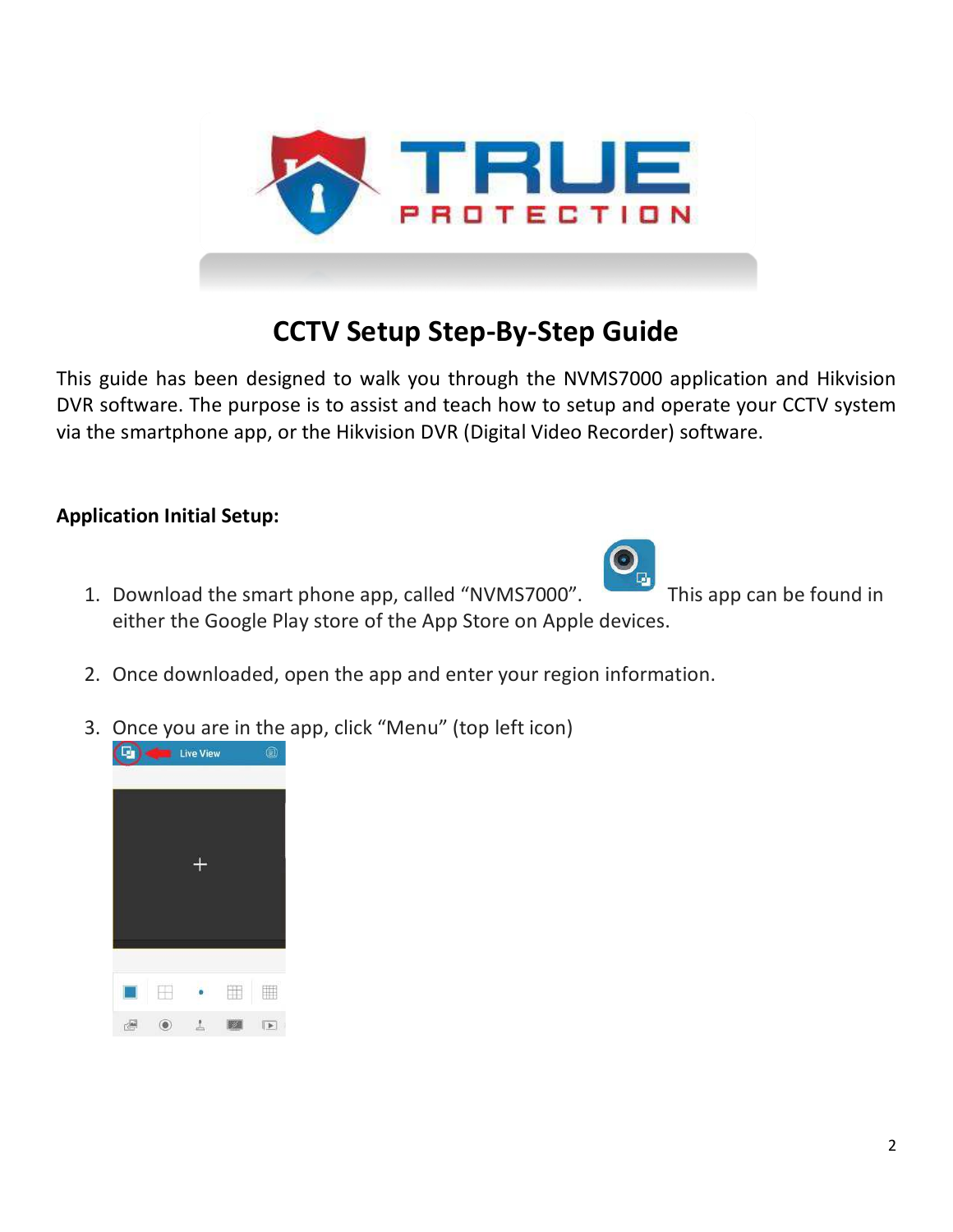# CCTV Setup Step-By-Step Guide

This guide has been designed to walk you through the NVMS7000 application and Hikvision DVR software. The purpose is to assist and teach how to setup and operate your CCTV system via the smartphone app, or the Hikvision DVR (Digital Video Recorder) software.

**Application Initial Setup:**

1. Download the smart phone app, called "NVMS7000". This app can be found in either the Google Play store of the App Store on Apple devices.

2. Once downloaded, open the app and enter your region information.

3. Once you are in the app, click "Menu" (top left icon)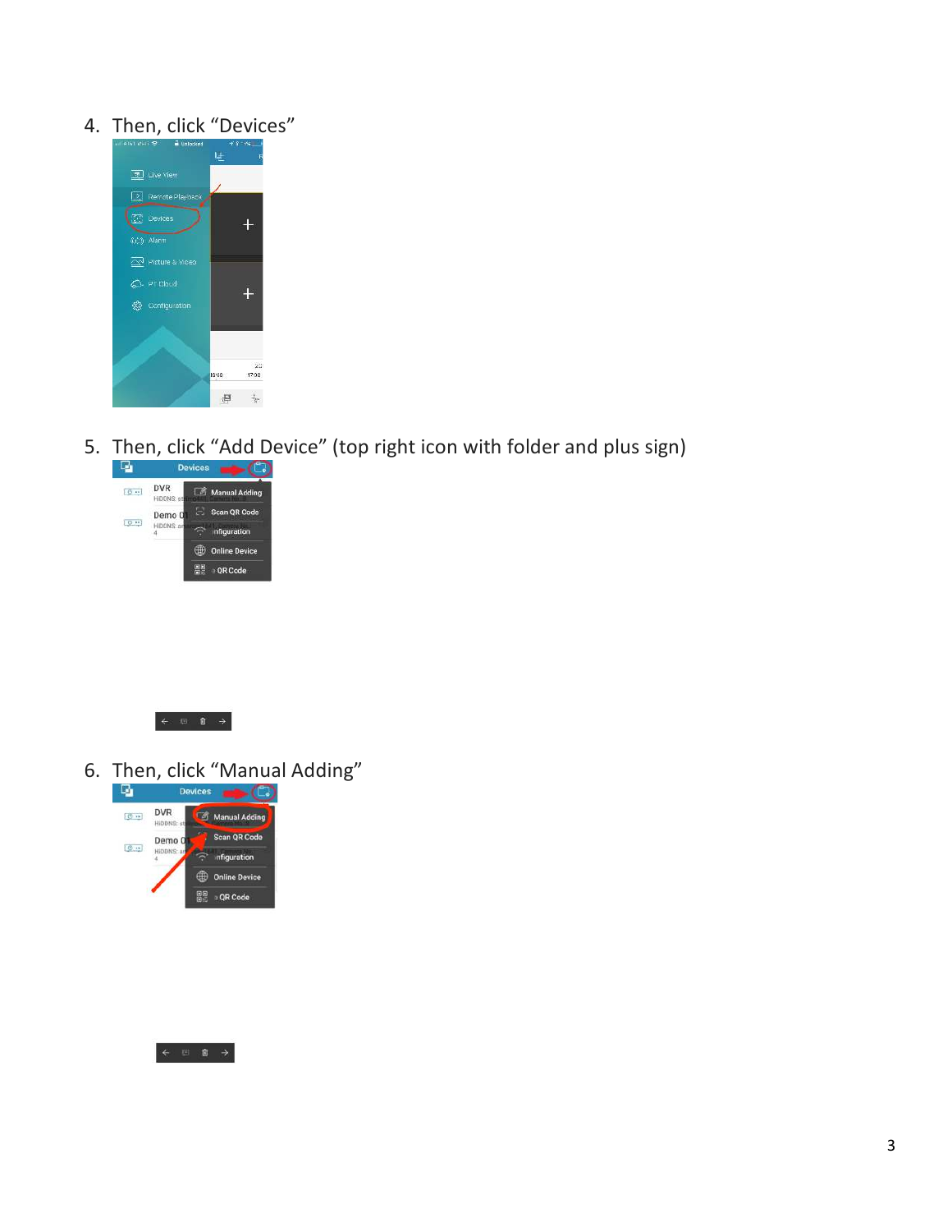4. Then, click "Devices"

5. Then, click "Add Device" (top right icon with folder and plus sign)

6. Then, click "Manual Adding"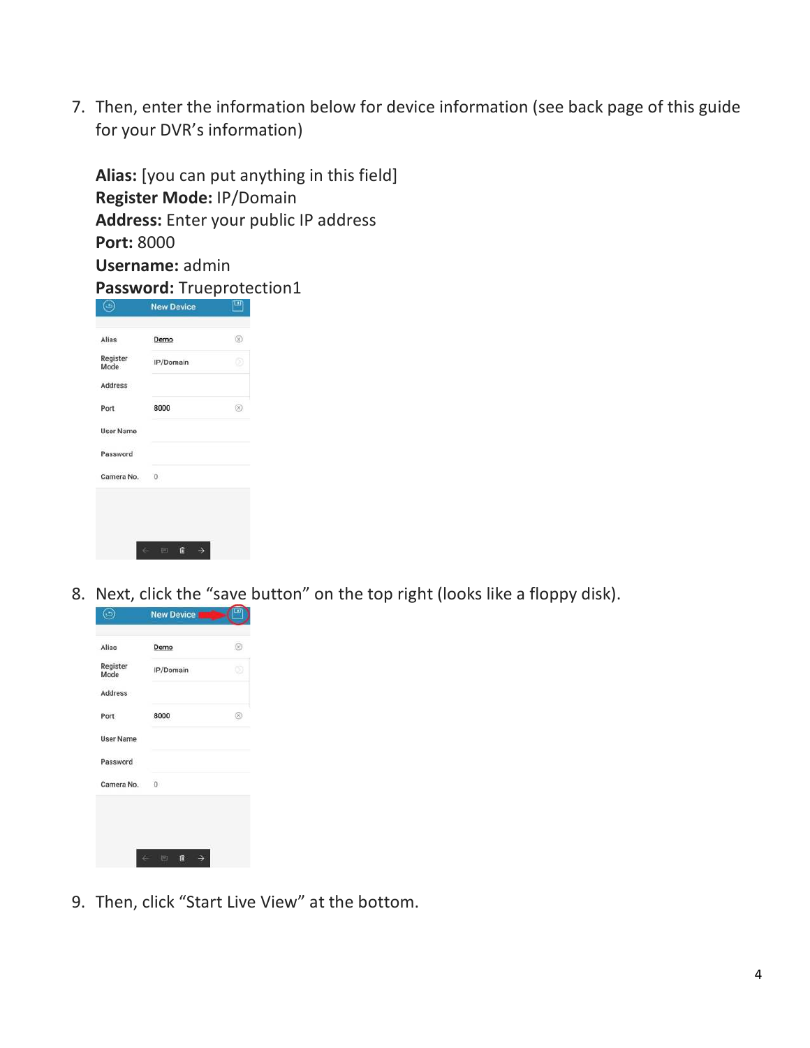7. Then, enter the information below for device information (see back page of this guide for your DVR's information)

   **Alias:** [you can put anything in this field]
   **Register Mode:** IP/Domain
   **Address:** Enter your public IP address
   **Port:** 8000
   **Username:** admin
   **Password:** Trueprotection1

8. Next, click the "save button" on the top right (looks like a floppy disk).

9. Then, click "Start Live View" at the bottom.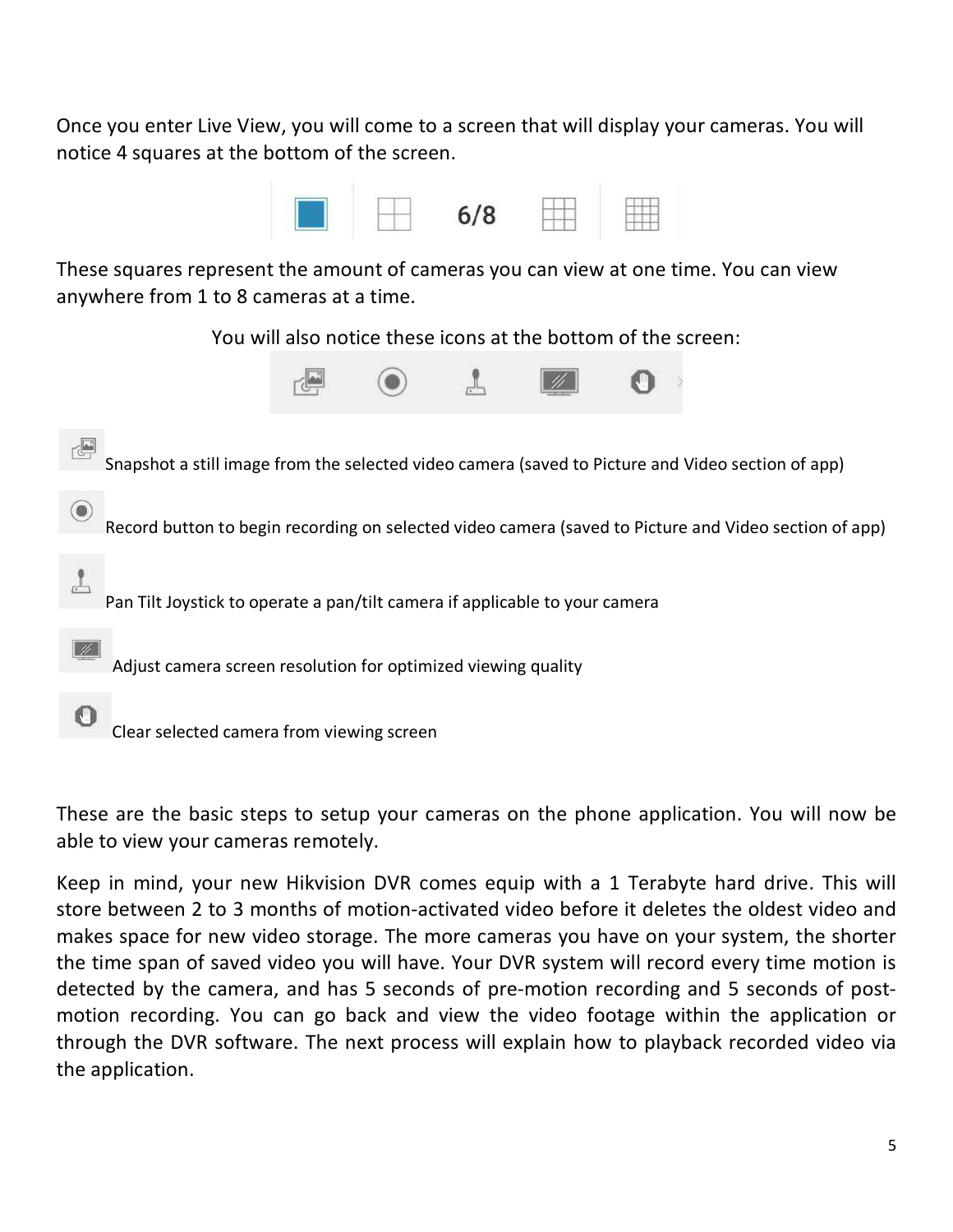Once you enter Live View, you will come to a screen that will display your cameras. You will notice 4 squares at the bottom of the screen.

6/8

These squares represent the amount of cameras you can view at one time. You can view anywhere from 1 to 8 cameras at a time.

You will also notice these icons at the bottom of the screen:

Snapshot a still image from the selected video camera (saved to Picture and Video section of app)

Record button to begin recording on selected video camera (saved to Picture and Video section of app)

Pan Tilt Joystick to operate a pan/tilt camera if applicable to your camera

Adjust camera screen resolution for optimized viewing quality

Clear selected camera from viewing screen

These are the basic steps to setup your cameras on the phone application. You will now be able to view your cameras remotely.

Keep in mind, your new Hikvision DVR comes equip with a 1 Terabyte hard drive. This will store between 2 to 3 months of motion-activated video before it deletes the oldest video and makes space for new video storage. The more cameras you have on your system, the shorter the time span of saved video you will have. Your DVR system will record every time motion is detected by the camera, and has 5 seconds of pre-motion recording and 5 seconds of post-motion recording. You can go back and view the video footage within the application or through the DVR software. The next process will explain how to playback recorded video via the application.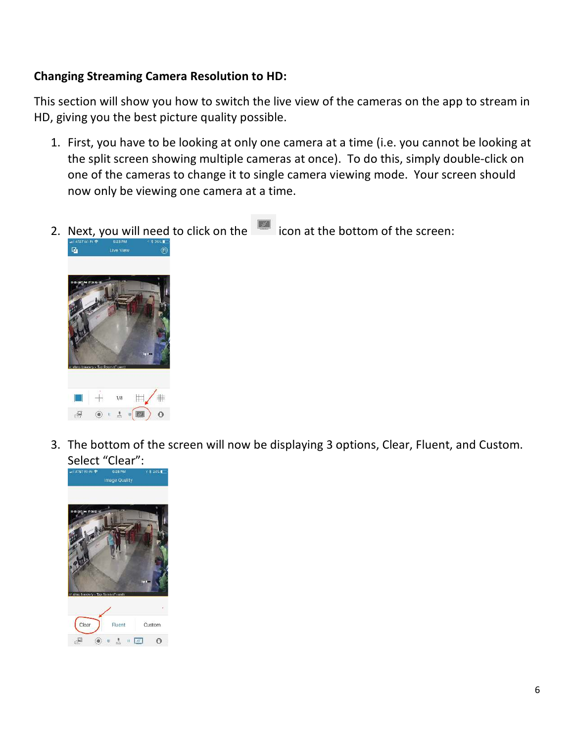**Changing Streaming Camera Resolution to HD:**

This section will show you how to switch the live view of the cameras on the app to stream in HD, giving you the best picture quality possible.

1. First, you have to be looking at only one camera at a time (i.e. you cannot be looking at the split screen showing multiple cameras at once). To do this, simply double-click on one of the cameras to change it to single camera viewing mode. Your screen should now only be viewing one camera at a time.

2. Next, you will need to click on the icon at the bottom of the screen:

3. The bottom of the screen will now be displaying 3 options, Clear, Fluent, and Custom. Select "Clear":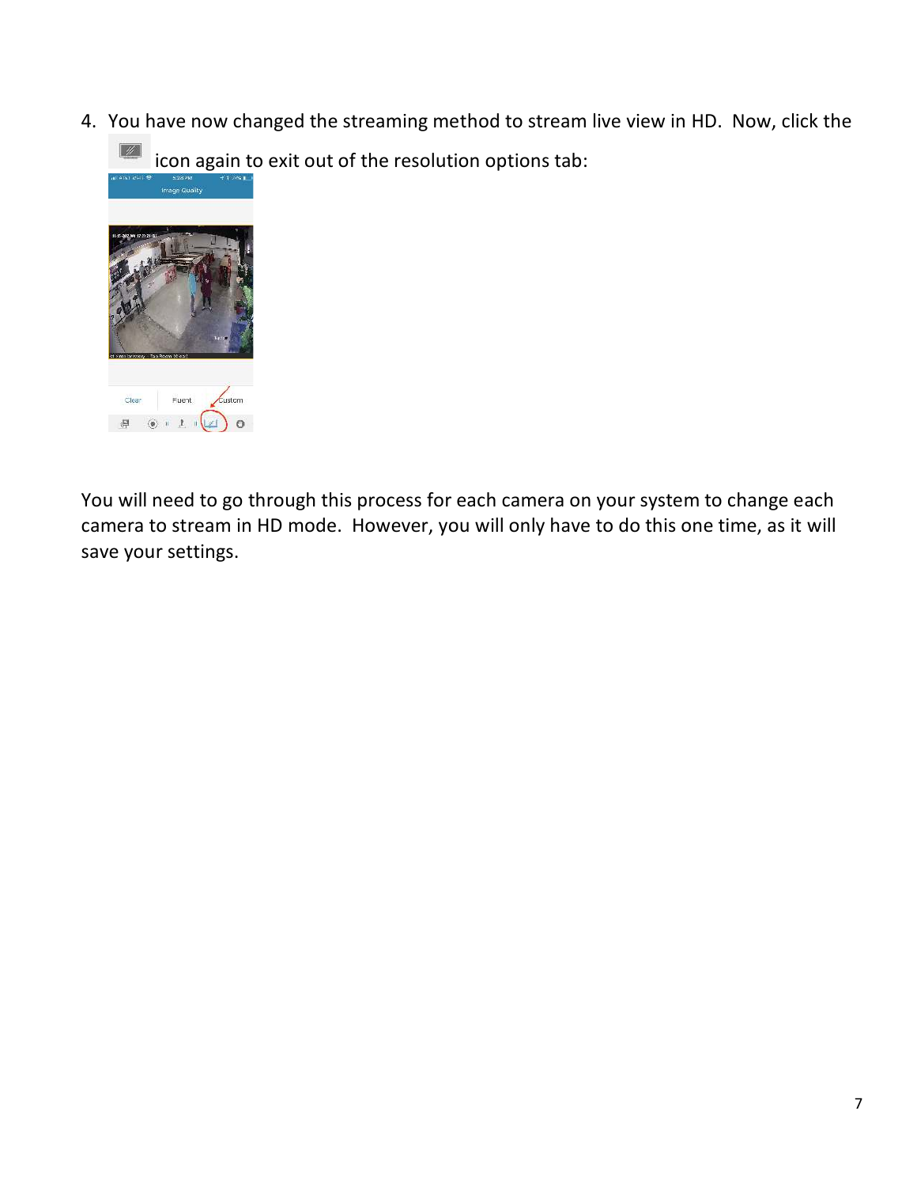4. You have now changed the streaming method to stream live view in HD. Now, click the icon again to exit out of the resolution options tab:

You will need to go through this process for each camera on your system to change each camera to stream in HD mode. However, you will only have to do this one time, as it will save your settings.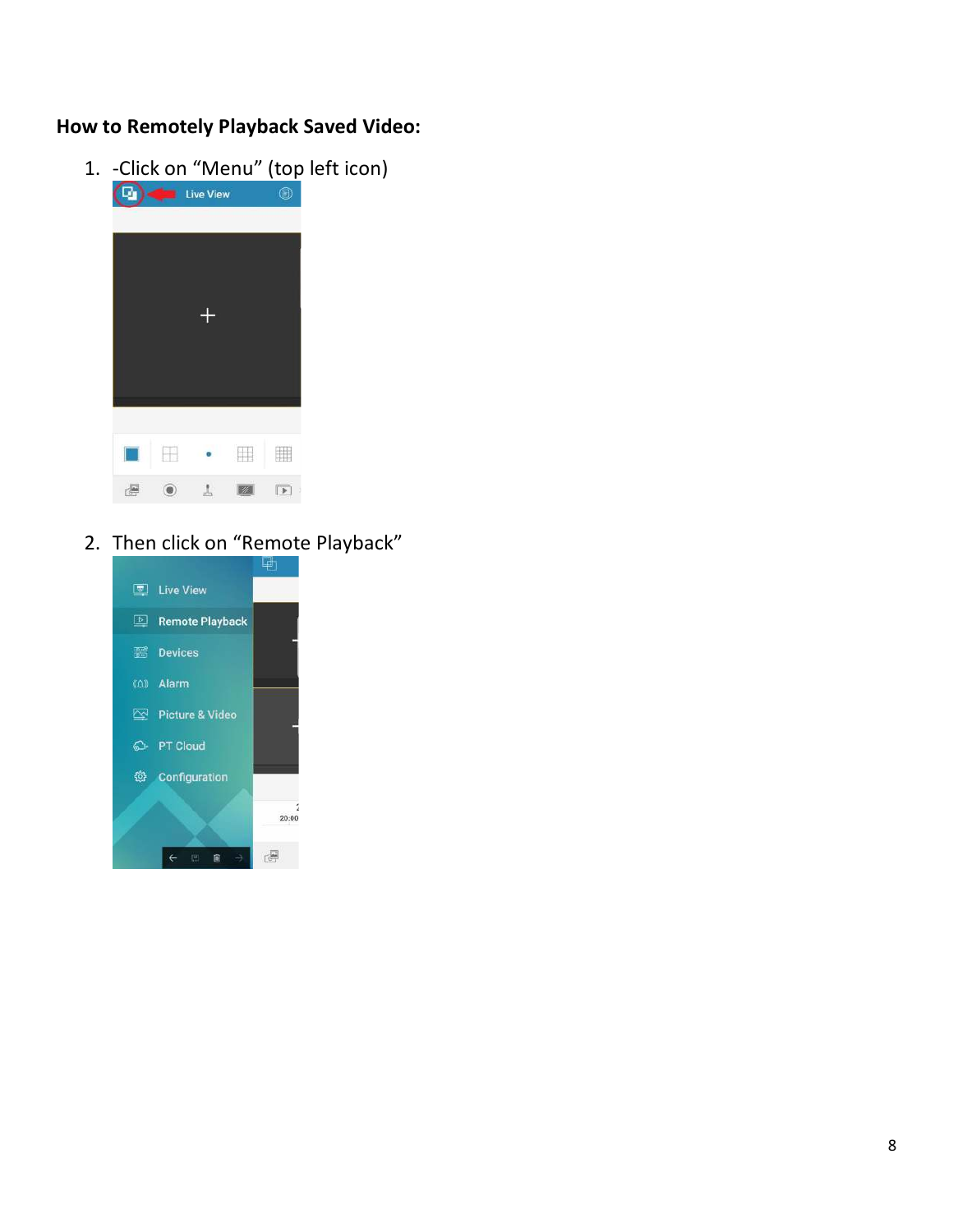**How to Remotely Playback Saved Video:**

1. -Click on “Menu” (top left icon)

2. Then click on “Remote Playback”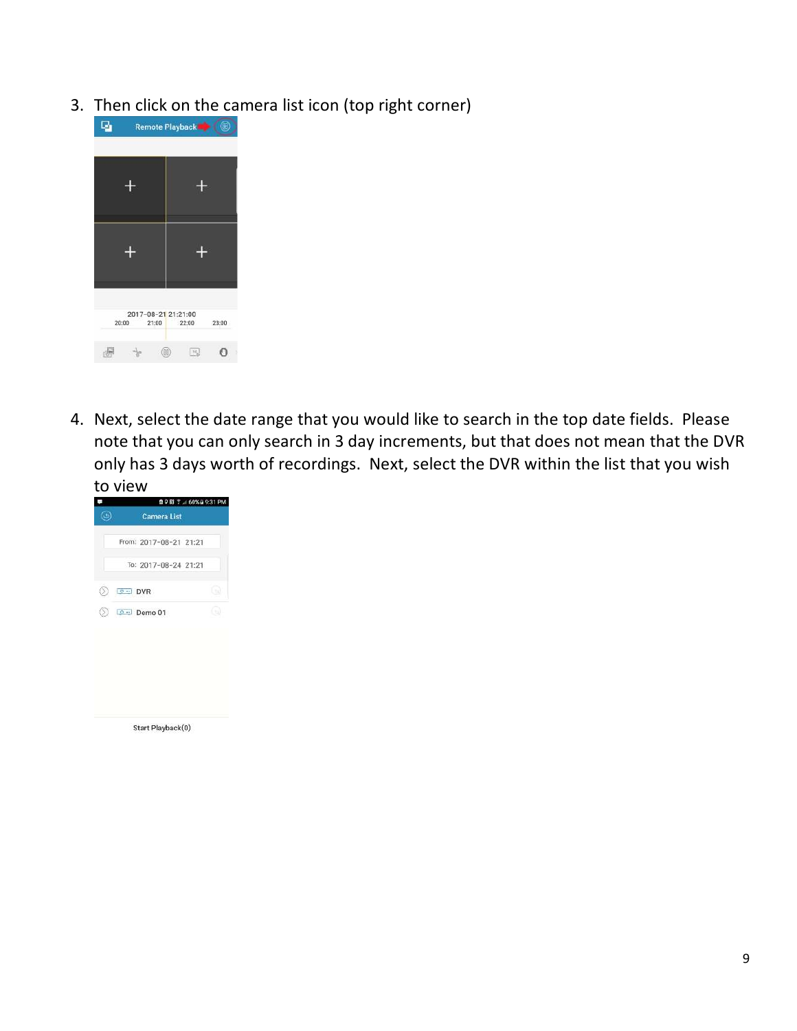3. Then click on the camera list icon (top right corner)

4. Next, select the date range that you would like to search in the top date fields. Please note that you can only search in 3 day increments, but that does not mean that the DVR only has 3 days worth of recordings. Next, select the DVR within the list that you wish to view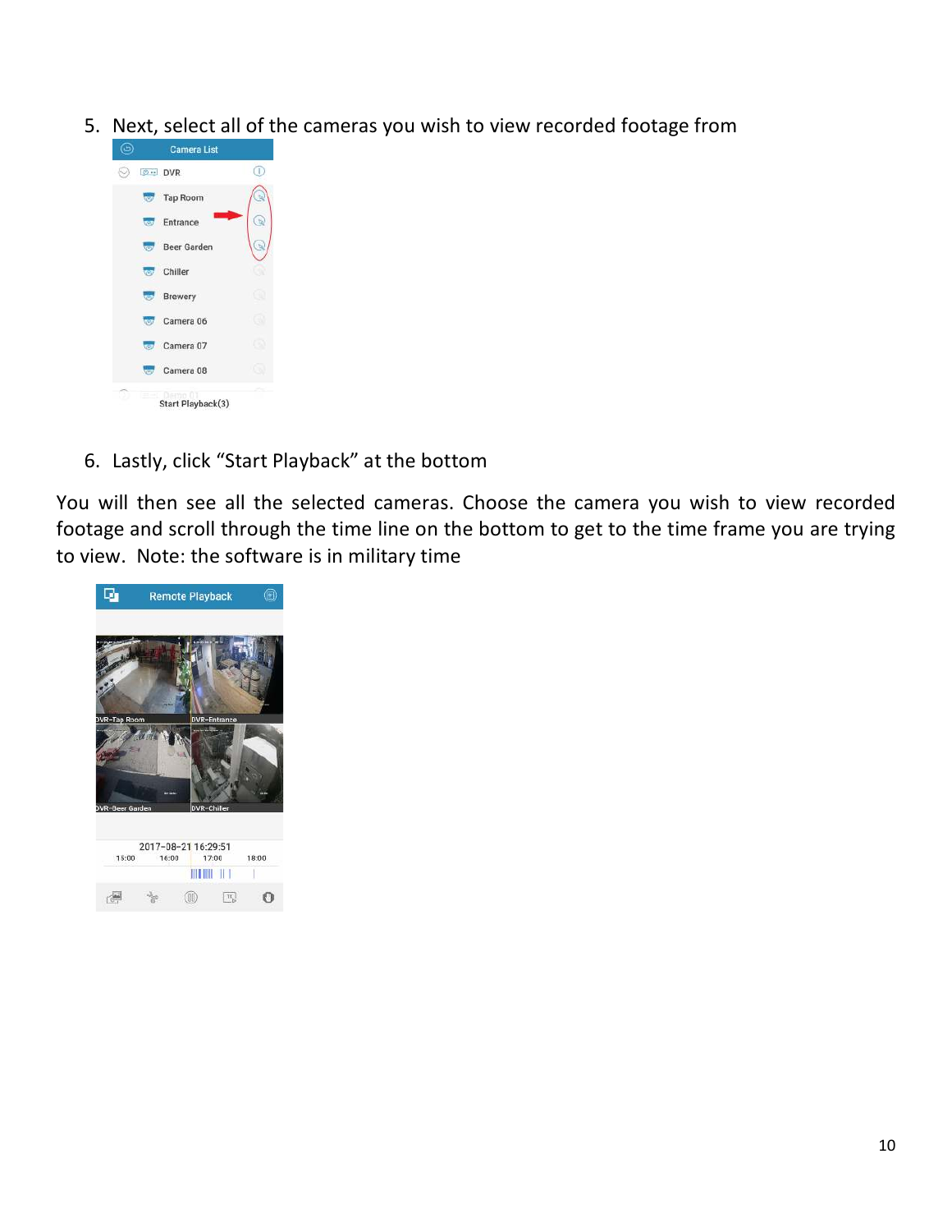5. Next, select all of the cameras you wish to view recorded footage from

6. Lastly, click "Start Playback" at the bottom

You will then see all the selected cameras. Choose the camera you wish to view recorded footage and scroll through the time line on the bottom to get to the time frame you are trying to view. Note: the software is in military time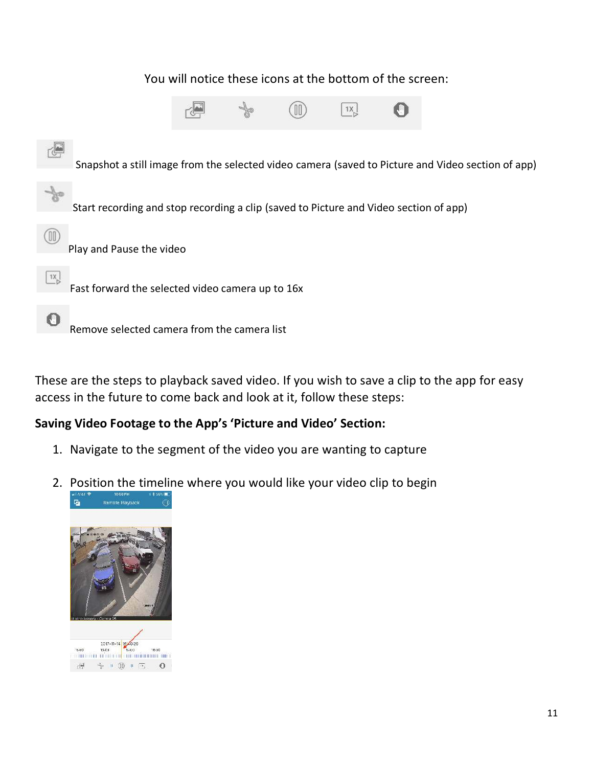You will notice these icons at the bottom of the screen:

Snapshot a still image from the selected video camera (saved to Picture and Video section of app)

Start recording and stop recording a clip (saved to Picture and Video section of app)

Play and Pause the video

Fast forward the selected video camera up to 16x

Remove selected camera from the camera list

These are the steps to playback saved video. If you wish to save a clip to the app for easy access in the future to come back and look at it, follow these steps:

**Saving Video Footage to the App's 'Picture and Video' Section:**

1. Navigate to the segment of the video you are wanting to capture
2. Position the timeline where you would like your video clip to begin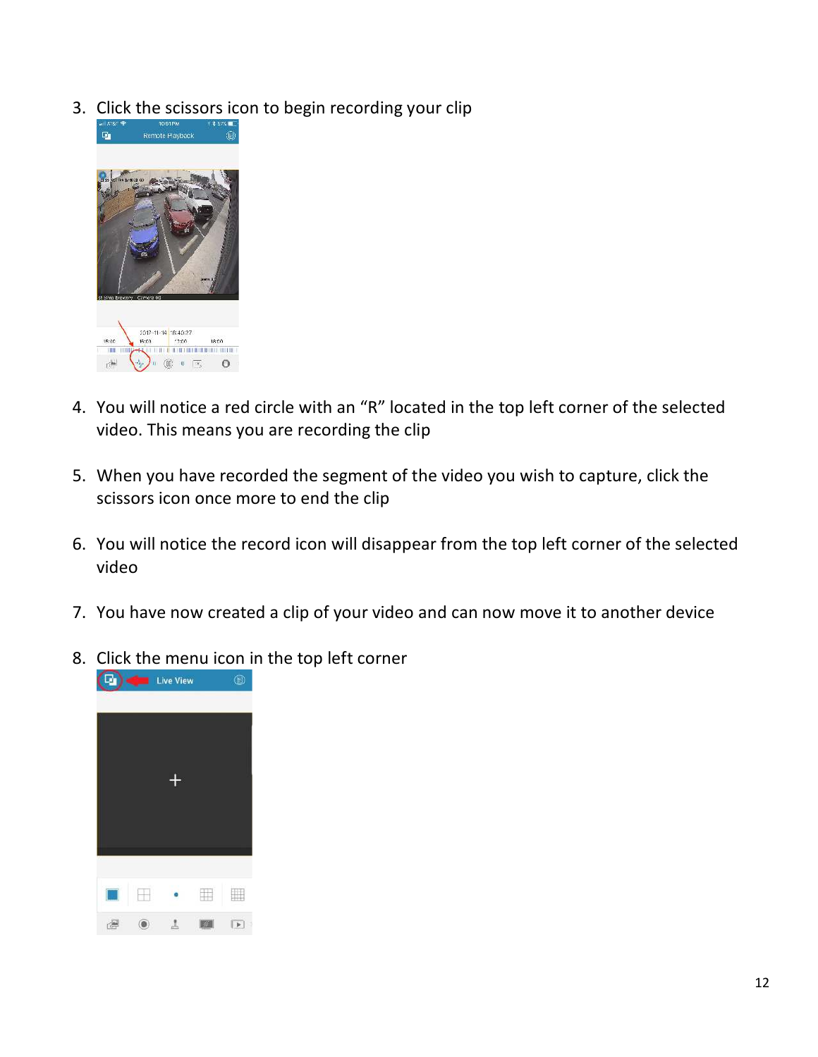3. Click the scissors icon to begin recording your clip

4. You will notice a red circle with an "R" located in the top left corner of the selected video. This means you are recording the clip

5. When you have recorded the segment of the video you wish to capture, click the scissors icon once more to end the clip

6. You will notice the record icon will disappear from the top left corner of the selected video

7. You have now created a clip of your video and can now move it to another device

8. Click the menu icon in the top left corner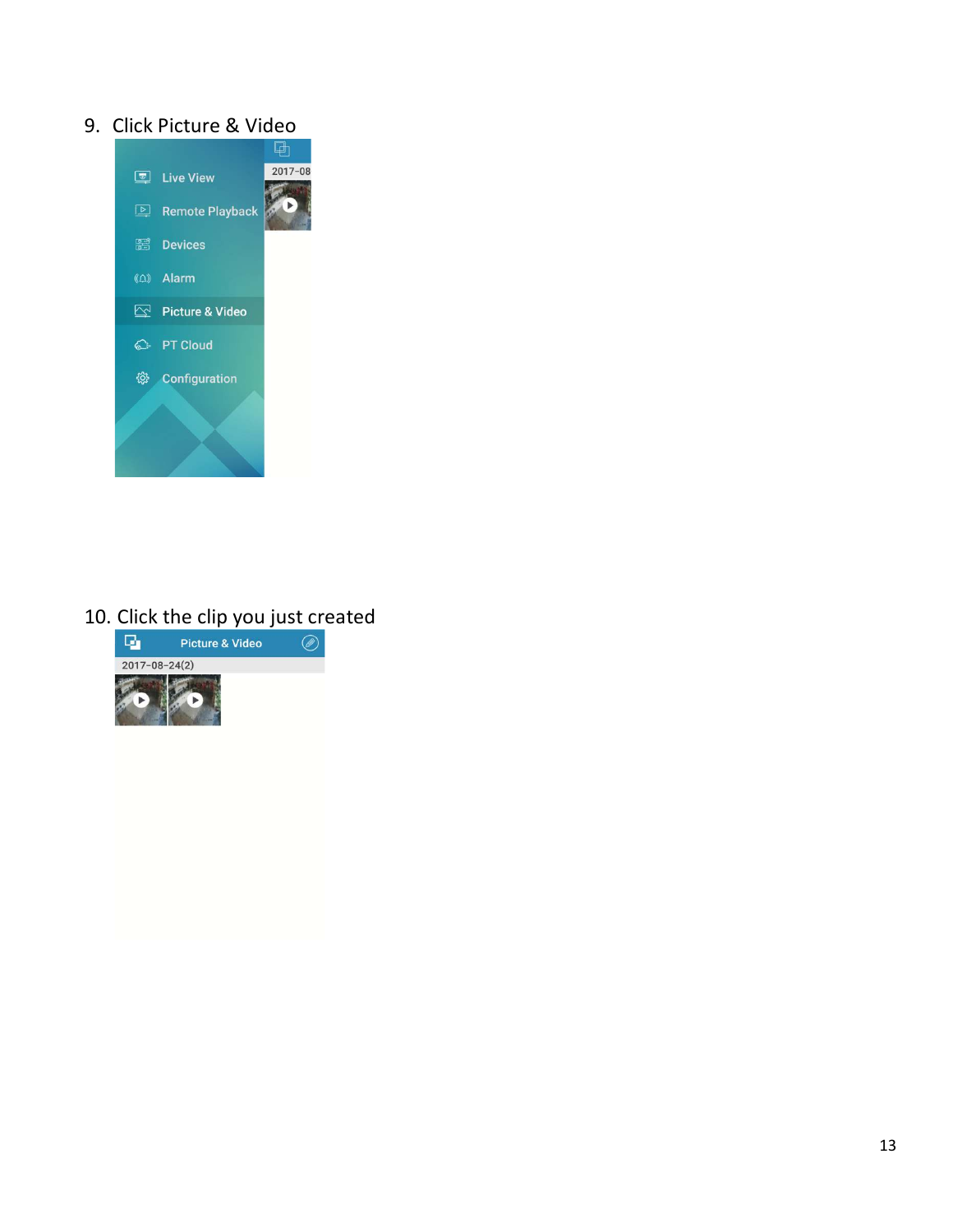9. Click Picture & Video

10. Click the clip you just created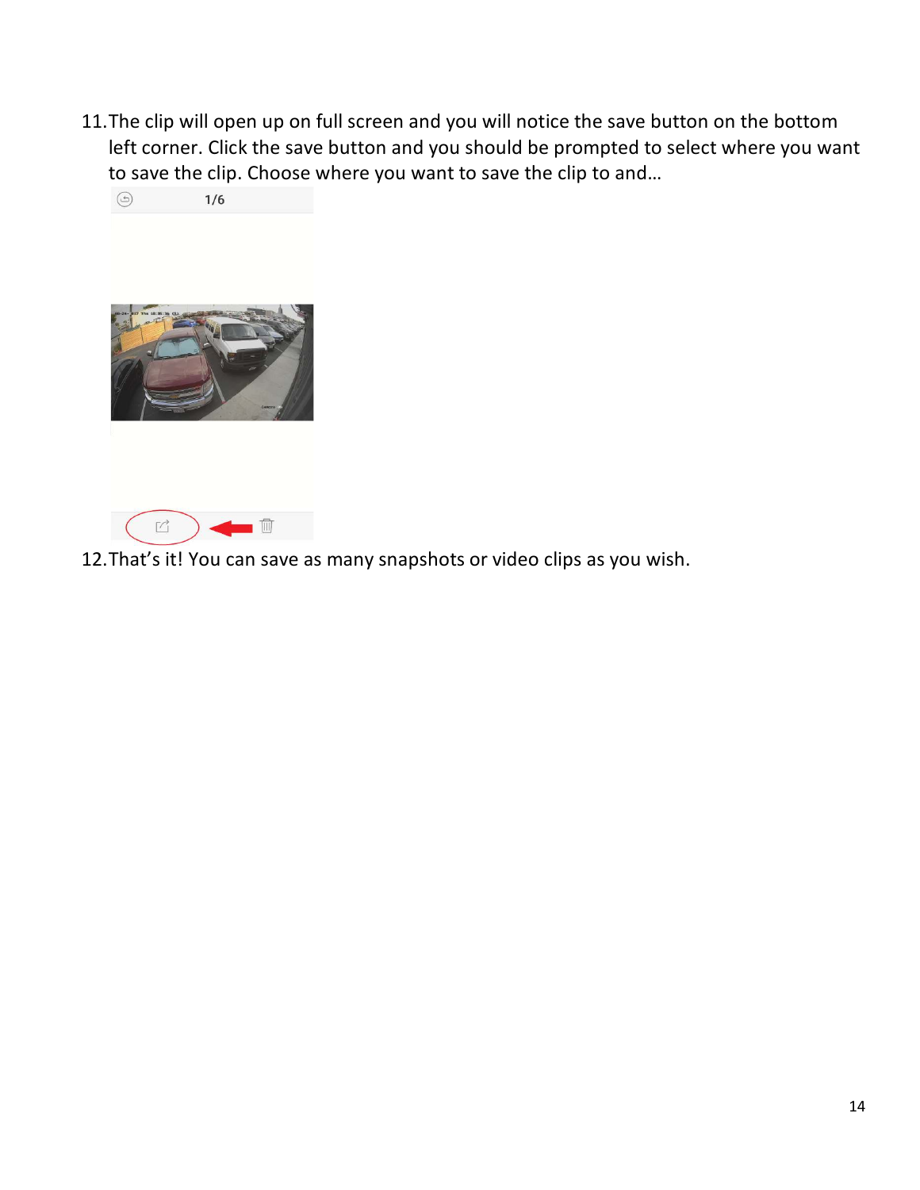11. The clip will open up on full screen and you will notice the save button on the bottom left corner. Click the save button and you should be prompted to select where you want to save the clip. Choose where you want to save the clip to and…

12. That's it! You can save as many snapshots or video clips as you wish.